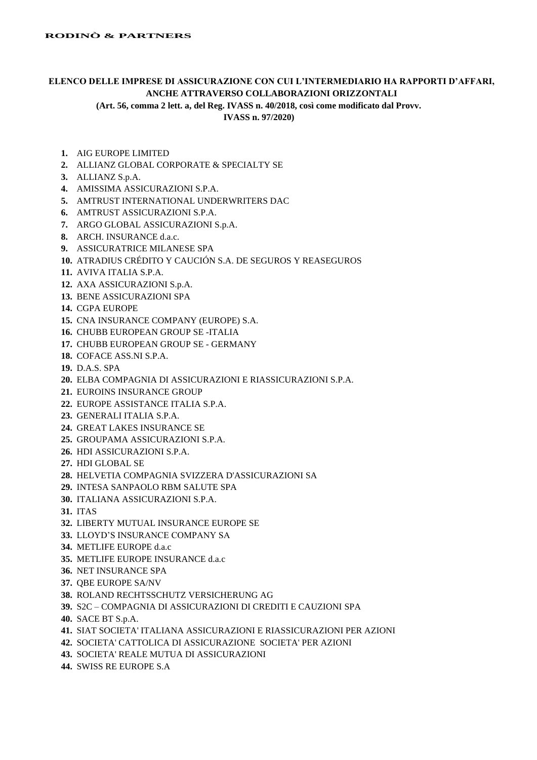**RODINÒ & PARTNERS**

**ELENCO DELLE IMPRESE DI ASSICURAZIONE CON CUI L'INTERMEDIARIO HA RAPPORTI D'AFFARI, ANCHE ATTRAVERSO COLLABORAZIONI ORIZZONTALI**

**(Art. 56, comma 2 lett. a, del Reg. IVASS n. 40/2018, così come modificato dal Provv. IVASS n. 97/2020)**

1. AIG EUROPE LIMITED
2. ALLIANZ GLOBAL CORPORATE & SPECIALTY SE
3. ALLIANZ S.p.A.
4. AMISSIMA ASSICURAZIONI S.P.A.
5. AMTRUST INTERNATIONAL UNDERWRITERS DAC
6. AMTRUST ASSICURAZIONI S.P.A.
7. ARGO GLOBAL ASSICURAZIONI S.p.A.
8. ARCH. INSURANCE d.a.c.
9. ASSICURATRICE MILANESE SPA
10. ATRADIUS CRÉDITO Y CAUCIÓN S.A. DE SEGUROS Y REASEGUROS
11. AVIVA ITALIA S.P.A.
12. AXA ASSICURAZIONI S.p.A.
13. BENE ASSICURAZIONI SPA
14. CGPA EUROPE
15. CNA INSURANCE COMPANY (EUROPE) S.A.
16. CHUBB EUROPEAN GROUP SE -ITALIA
17. CHUBB EUROPEAN GROUP SE - GERMANY
18. COFACE ASS.NI S.P.A.
19. D.A.S. SPA
20. ELBA COMPAGNIA DI ASSICURAZIONI E RIASSICURAZIONI S.P.A.
21. EUROINS INSURANCE GROUP
22. EUROPE ASSISTANCE ITALIA S.P.A.
23. GENERALI ITALIA S.P.A.
24. GREAT LAKES INSURANCE SE
25. GROUPAMA ASSICURAZIONI S.P.A.
26. HDI ASSICURAZIONI S.P.A.
27. HDI GLOBAL SE
28. HELVETIA COMPAGNIA SVIZZERA D'ASSICURAZIONI SA
29. INTESA SANPAOLO RBM SALUTE SPA
30. ITALIANA ASSICURAZIONI S.P.A.
31. ITAS
32. LIBERTY MUTUAL INSURANCE EUROPE SE
33. LLOYD'S INSURANCE COMPANY SA
34. METLIFE EUROPE d.a.c
35. METLIFE EUROPE INSURANCE d.a.c
36. NET INSURANCE SPA
37. QBE EUROPE SA/NV
38. ROLAND RECHTSSCHUTZ VERSICHERUNG AG
39. S2C – COMPAGNIA DI ASSICURAZIONI DI CREDITI E CAUZIONI SPA
40. SACE BT S.p.A.
41. SIAT SOCIETA' ITALIANA ASSICURAZIONI E RIASSICURAZIONI PER AZIONI
42. SOCIETA' CATTOLICA DI ASSICURAZIONE SOCIETA' PER AZIONI
43. SOCIETA' REALE MUTUA DI ASSICURAZIONI
44. SWISS RE EUROPE S.A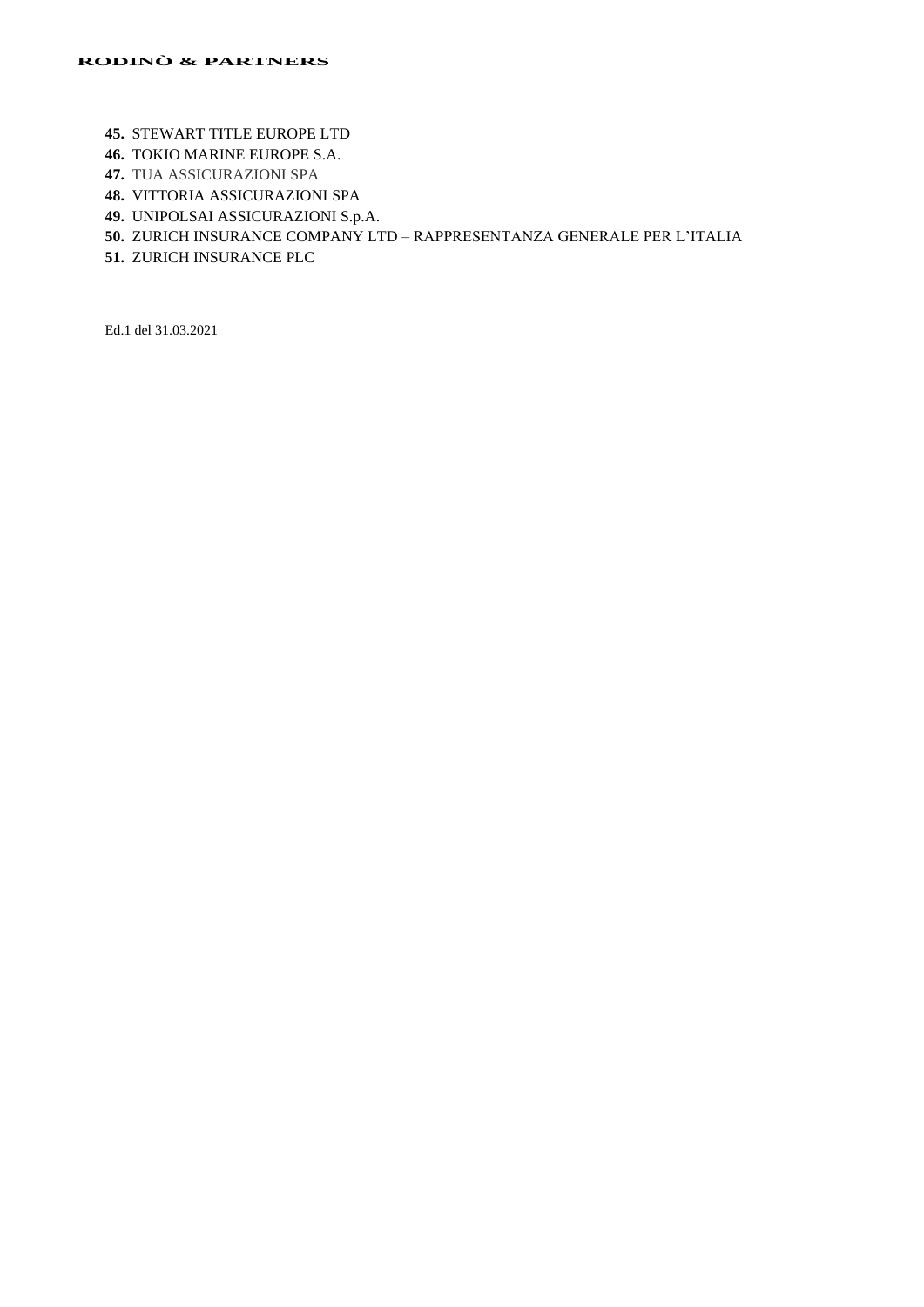45. STEWART TITLE EUROPE LTD
46. TOKIO MARINE EUROPE S.A.
47. TUA ASSICURAZIONI SPA
48. VITTORIA ASSICURAZIONI SPA
49. UNIPOLSAI ASSICURAZIONI S.p.A.
50. ZURICH INSURANCE COMPANY LTD – RAPPRESENTANZA GENERALE PER L'ITALIA
51. ZURICH INSURANCE PLC

Ed.1 del 31.03.2021